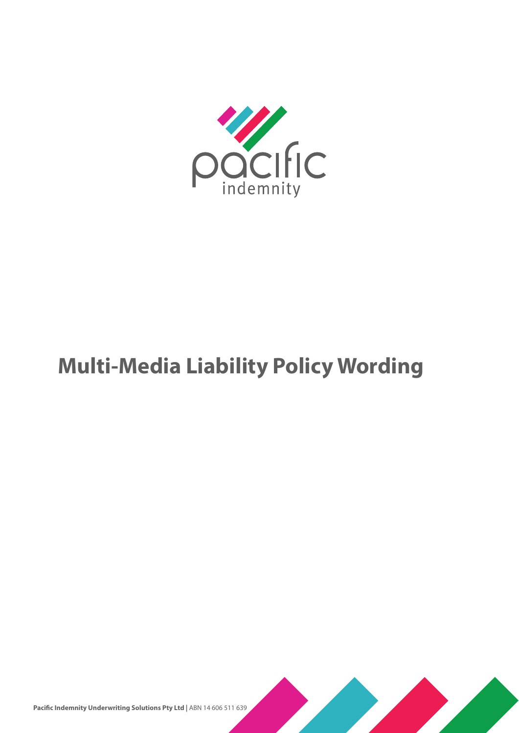pacific indemnity

# Multi-Media Liability Policy Wording

**Pacific Indemnity Underwriting Solutions Pty Ltd |** ABN 14 606 511 639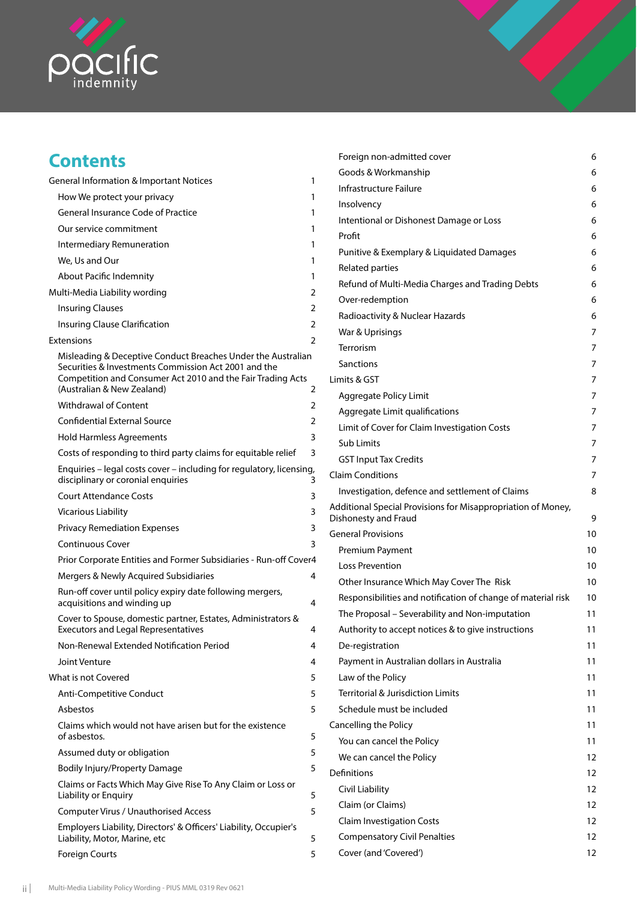# Contents

| | |
|---|---|
| General Information & Important Notices | 1 |
| How We protect your privacy | 1 |
| General Insurance Code of Practice | 1 |
| Our service commitment | 1 |
| Intermediary Remuneration | 1 |
| We, Us and Our | 1 |
| About Pacific Indemnity | 1 |
| Multi-Media Liability wording | 2 |
| Insuring Clauses | 2 |
| Insuring Clause Clarification | 2 |
| Extensions | 2 |
| Misleading & Deceptive Conduct Breaches Under the Australian Securities & Investments Commission Act 2001 and the Competition and Consumer Act 2010 and the Fair Trading Acts (Australian & New Zealand) | 2 |
| Withdrawal of Content | 2 |
| Confidential External Source | 2 |
| Hold Harmless Agreements | 3 |
| Costs of responding to third party claims for equitable relief | 3 |
| Enquiries – legal costs cover – including for regulatory, licensing, disciplinary or coronial enquiries | 3 |
| Court Attendance Costs | 3 |
| Vicarious Liability | 3 |
| Privacy Remediation Expenses | 3 |
| Continuous Cover | 3 |
| Prior Corporate Entities and Former Subsidiaries - Run-off Cover | 4 |
| Mergers & Newly Acquired Subsidiaries | 4 |
| Run-off cover until policy expiry date following mergers, acquisitions and winding up | 4 |
| Cover to Spouse, domestic partner, Estates, Administrators & Executors and Legal Representatives | 4 |
| Non-Renewal Extended Notification Period | 4 |
| Joint Venture | 4 |
| What is not Covered | 5 |
| Anti-Competitive Conduct | 5 |
| Asbestos | 5 |
| Claims which would not have arisen but for the existence of asbestos. | 5 |
| Assumed duty or obligation | 5 |
| Bodily Injury/Property Damage | 5 |
| Claims or Facts Which May Give Rise To Any Claim or Loss or Liability or Enquiry | 5 |
| Computer Virus / Unauthorised Access | 5 |
| Employers Liability, Directors' & Officers' Liability, Occupier's Liability, Motor, Marine, etc | 5 |
| Foreign Courts | 5 |
| Foreign non-admitted cover | 6 |
| Goods & Workmanship | 6 |
| Infrastructure Failure | 6 |
| Insolvency | 6 |
| Intentional or Dishonest Damage or Loss | 6 |
| Profit | 6 |
| Punitive & Exemplary & Liquidated Damages | 6 |
| Related parties | 6 |
| Refund of Multi-Media Charges and Trading Debts | 6 |
| Over-redemption | 6 |
| Radioactivity & Nuclear Hazards | 6 |
| War & Uprisings | 7 |
| Terrorism | 7 |
| Sanctions | 7 |
| Limits & GST | 7 |
| Aggregate Policy Limit | 7 |
| Aggregate Limit qualifications | 7 |
| Limit of Cover for Claim Investigation Costs | 7 |
| Sub Limits | 7 |
| GST Input Tax Credits | 7 |
| Claim Conditions | 7 |
| Investigation, defence and settlement of Claims | 8 |
| Additional Special Provisions for Misappropriation of Money, Dishonesty and Fraud | 9 |
| General Provisions | 10 |
| Premium Payment | 10 |
| Loss Prevention | 10 |
| Other Insurance Which May Cover The Risk | 10 |
| Responsibilities and notification of change of material risk | 10 |
| The Proposal – Severability and Non-imputation | 11 |
| Authority to accept notices & to give instructions | 11 |
| De-registration | 11 |
| Payment in Australian dollars in Australia | 11 |
| Law of the Policy | 11 |
| Territorial & Jurisdiction Limits | 11 |
| Schedule must be included | 11 |
| Cancelling the Policy | 11 |
| You can cancel the Policy | 11 |
| We can cancel the Policy | 12 |
| Definitions | 12 |
| Civil Liability | 12 |
| Claim (or Claims) | 12 |
| Claim Investigation Costs | 12 |
| Compensatory Civil Penalties | 12 |
| Cover (and 'Covered') | 12 |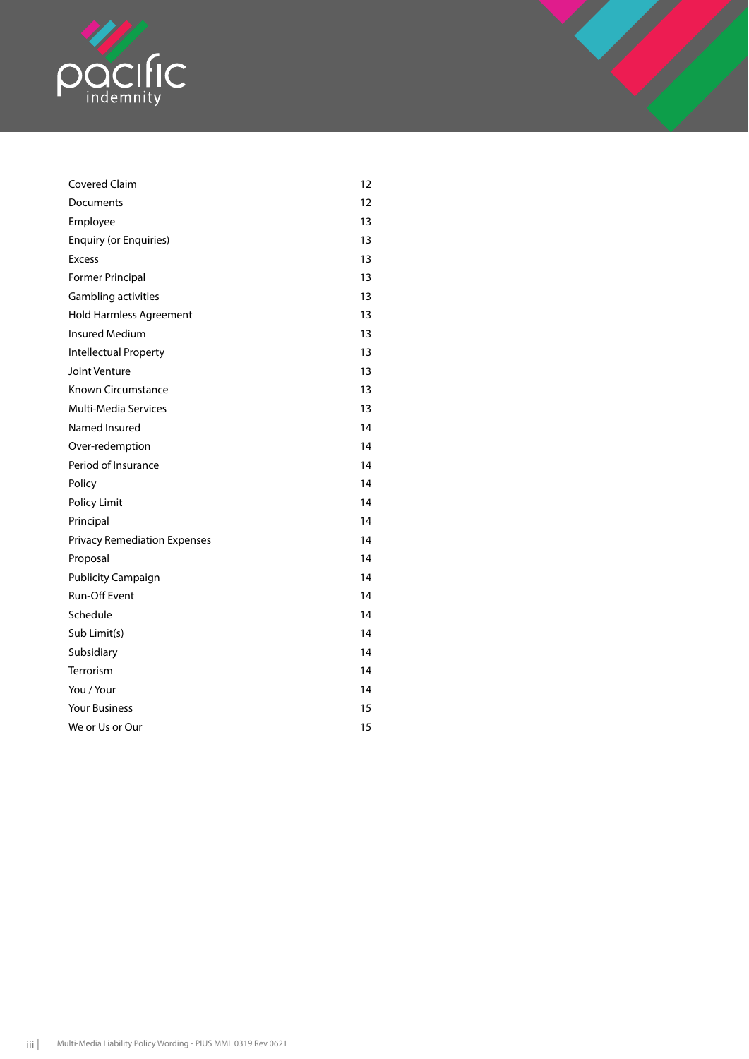| | |
|---|---|
| Covered Claim | 12 |
| Documents | 12 |
| Employee | 13 |
| Enquiry (or Enquiries) | 13 |
| Excess | 13 |
| Former Principal | 13 |
| Gambling activities | 13 |
| Hold Harmless Agreement | 13 |
| Insured Medium | 13 |
| Intellectual Property | 13 |
| Joint Venture | 13 |
| Known Circumstance | 13 |
| Multi-Media Services | 13 |
| Named Insured | 14 |
| Over-redemption | 14 |
| Period of Insurance | 14 |
| Policy | 14 |
| Policy Limit | 14 |
| Principal | 14 |
| Privacy Remediation Expenses | 14 |
| Proposal | 14 |
| Publicity Campaign | 14 |
| Run-Off Event | 14 |
| Schedule | 14 |
| Sub Limit(s) | 14 |
| Subsidiary | 14 |
| Terrorism | 14 |
| You / Your | 14 |
| Your Business | 15 |
| We or Us or Our | 15 |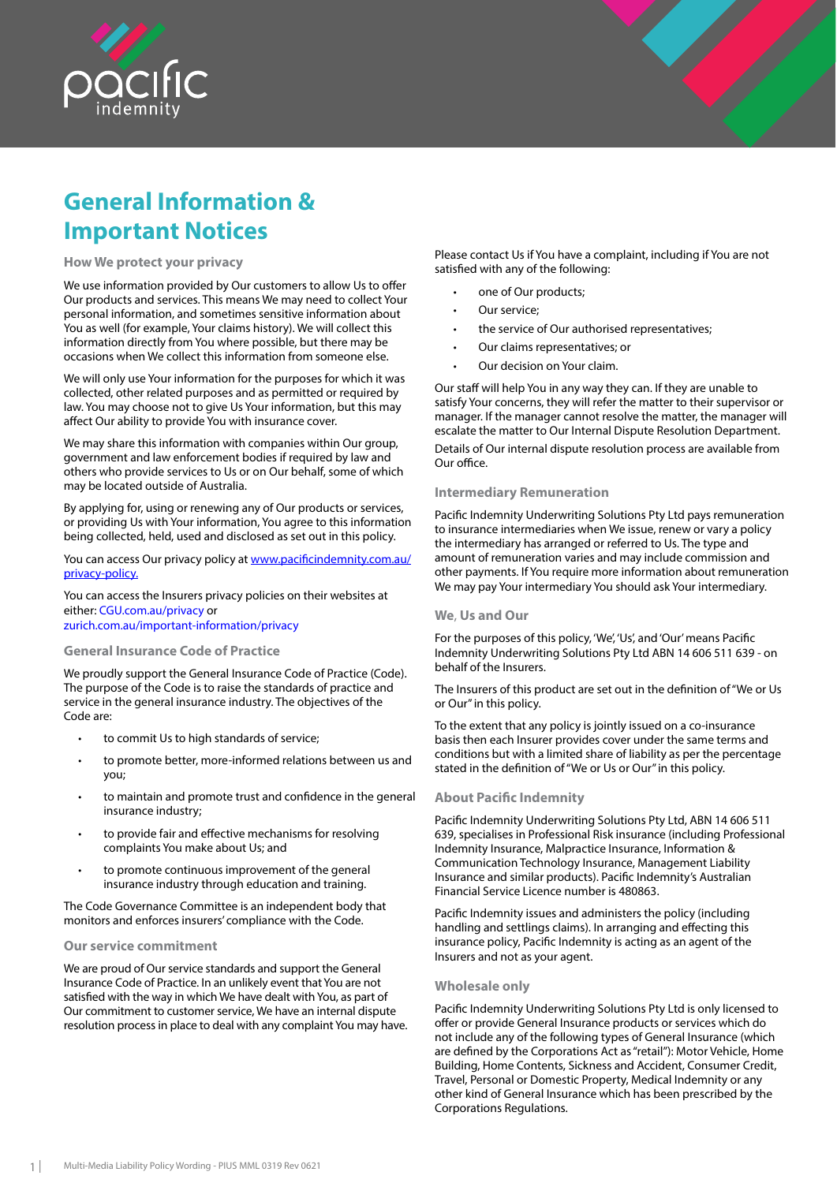# General Information & Important Notices

### How We protect your privacy

We use information provided by Our customers to allow Us to offer Our products and services. This means We may need to collect Your personal information, and sometimes sensitive information about You as well (for example, Your claims history). We will collect this information directly from You where possible, but there may be occasions when We collect this information from someone else.

We will only use Your information for the purposes for which it was collected, other related purposes and as permitted or required by law. You may choose not to give Us Your information, but this may affect Our ability to provide You with insurance cover.

We may share this information with companies within Our group, government and law enforcement bodies if required by law and others who provide services to Us or on Our behalf, some of which may be located outside of Australia.

By applying for, using or renewing any of Our products or services, or providing Us with Your information, You agree to this information being collected, held, used and disclosed as set out in this policy.

You can access Our privacy policy at www.pacificindemnity.com.au/privacy-policy.

You can access the Insurers privacy policies on their websites at either: CGU.com.au/privacy or zurich.com.au/important-information/privacy

### General Insurance Code of Practice

We proudly support the General Insurance Code of Practice (Code). The purpose of the Code is to raise the standards of practice and service in the general insurance industry. The objectives of the Code are:

- to commit Us to high standards of service;
- to promote better, more-informed relations between us and you;
- to maintain and promote trust and confidence in the general insurance industry;
- to provide fair and effective mechanisms for resolving complaints You make about Us; and
- to promote continuous improvement of the general insurance industry through education and training.

The Code Governance Committee is an independent body that monitors and enforces insurers' compliance with the Code.

### Our service commitment

We are proud of Our service standards and support the General Insurance Code of Practice. In an unlikely event that You are not satisfied with the way in which We have dealt with You, as part of Our commitment to customer service, We have an internal dispute resolution process in place to deal with any complaint You may have.

Please contact Us if You have a complaint, including if You are not satisfied with any of the following:

- one of Our products;
- Our service;
- the service of Our authorised representatives;
- Our claims representatives; or
- Our decision on Your claim.

Our staff will help You in any way they can. If they are unable to satisfy Your concerns, they will refer the matter to their supervisor or manager. If the manager cannot resolve the matter, the manager will escalate the matter to Our Internal Dispute Resolution Department.

Details of Our internal dispute resolution process are available from Our office.

### Intermediary Remuneration

Pacific Indemnity Underwriting Solutions Pty Ltd pays remuneration to insurance intermediaries when We issue, renew or vary a policy the intermediary has arranged or referred to Us. The type and amount of remuneration varies and may include commission and other payments. If You require more information about remuneration We may pay Your intermediary You should ask Your intermediary.

### We, Us and Our

For the purposes of this policy, 'We', 'Us', and 'Our' means Pacific Indemnity Underwriting Solutions Pty Ltd ABN 14 606 511 639 - on behalf of the Insurers.

The Insurers of this product are set out in the definition of "We or Us or Our" in this policy.

To the extent that any policy is jointly issued on a co-insurance basis then each Insurer provides cover under the same terms and conditions but with a limited share of liability as per the percentage stated in the definition of "We or Us or Our" in this policy.

### About Pacific Indemnity

Pacific Indemnity Underwriting Solutions Pty Ltd, ABN 14 606 511 639, specialises in Professional Risk insurance (including Professional Indemnity Insurance, Malpractice Insurance, Information & Communication Technology Insurance, Management Liability Insurance and similar products). Pacific Indemnity's Australian Financial Service Licence number is 480863.

Pacific Indemnity issues and administers the policy (including handling and settlings claims). In arranging and effecting this insurance policy, Pacific Indemnity is acting as an agent of the Insurers and not as your agent.

### Wholesale only

Pacific Indemnity Underwriting Solutions Pty Ltd is only licensed to offer or provide General Insurance products or services which do not include any of the following types of General Insurance (which are defined by the Corporations Act as "retail"): Motor Vehicle, Home Building, Home Contents, Sickness and Accident, Consumer Credit, Travel, Personal or Domestic Property, Medical Indemnity or any other kind of General Insurance which has been prescribed by the Corporations Regulations.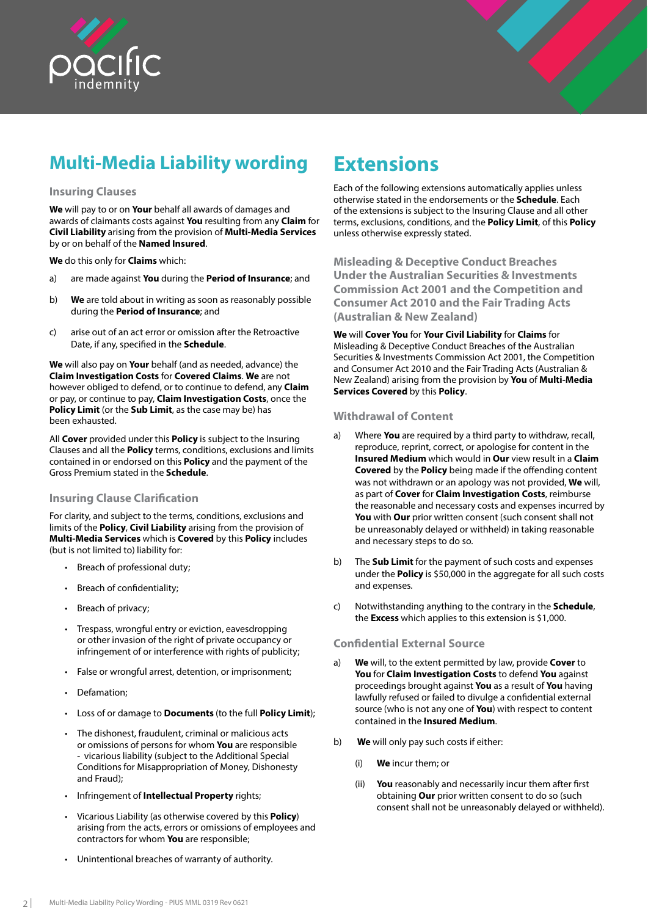# Multi-Media Liability wording

## Insuring Clauses

**We** will pay to or on **Your** behalf all awards of damages and awards of claimants costs against **You** resulting from any **Claim** for **Civil Liability** arising from the provision of **Multi-Media Services** by or on behalf of the **Named Insured**.

**We** do this only for **Claims** which:

a) are made against **You** during the **Period of Insurance**; and

b) **We** are told about in writing as soon as reasonably possible during the **Period of Insurance**; and

c) arise out of an act error or omission after the Retroactive Date, if any, specified in the **Schedule**.

**We** will also pay on **Your** behalf (and as needed, advance) the **Claim Investigation Costs** for **Covered Claims**. **We** are not however obliged to defend, or to continue to defend, any **Claim** or pay, or continue to pay, **Claim Investigation Costs**, once the **Policy Limit** (or the **Sub Limit**, as the case may be) has been exhausted.

All **Cover** provided under this **Policy** is subject to the Insuring Clauses and all the **Policy** terms, conditions, exclusions and limits contained in or endorsed on this **Policy** and the payment of the Gross Premium stated in the **Schedule**.

## Insuring Clause Clarification

For clarity, and subject to the terms, conditions, exclusions and limits of the **Policy**, **Civil Liability** arising from the provision of **Multi-Media Services** which is **Covered** by this **Policy** includes (but is not limited to) liability for:

- Breach of professional duty;
- Breach of confidentiality;
- Breach of privacy;
- Trespass, wrongful entry or eviction, eavesdropping or other invasion of the right of private occupancy or infringement of or interference with rights of publicity;
- False or wrongful arrest, detention, or imprisonment;
- Defamation;
- Loss of or damage to **Documents** (to the full **Policy Limit**);
- The dishonest, fraudulent, criminal or malicious acts or omissions of persons for whom **You** are responsible - vicarious liability (subject to the Additional Special Conditions for Misappropriation of Money, Dishonesty and Fraud);
- Infringement of **Intellectual Property** rights;
- Vicarious Liability (as otherwise covered by this **Policy**) arising from the acts, errors or omissions of employees and contractors for whom **You** are responsible;
- Unintentional breaches of warranty of authority.

# Extensions

Each of the following extensions automatically applies unless otherwise stated in the endorsements or the **Schedule**. Each of the extensions is subject to the Insuring Clause and all other terms, exclusions, conditions, and the **Policy Limit**, of this **Policy** unless otherwise expressly stated.

## Misleading & Deceptive Conduct Breaches Under the Australian Securities & Investments Commission Act 2001 and the Competition and Consumer Act 2010 and the Fair Trading Acts (Australian & New Zealand)

**We** will **Cover You** for **Your Civil Liability** for **Claims** for Misleading & Deceptive Conduct Breaches of the Australian Securities & Investments Commission Act 2001, the Competition and Consumer Act 2010 and the Fair Trading Acts (Australian & New Zealand) arising from the provision by **You** of **Multi-Media Services Covered** by this **Policy**.

## Withdrawal of Content

a) Where **You** are required by a third party to withdraw, recall, reproduce, reprint, correct, or apologise for content in the **Insured Medium** which would in **Our** view result in a **Claim Covered** by the **Policy** being made if the offending content was not withdrawn or an apology was not provided, **We** will, as part of **Cover** for **Claim Investigation Costs**, reimburse the reasonable and necessary costs and expenses incurred by **You** with **Our** prior written consent (such consent shall not be unreasonably delayed or withheld) in taking reasonable and necessary steps to do so.

b) The **Sub Limit** for the payment of such costs and expenses under the **Policy** is $50,000 in the aggregate for all such costs and expenses.

c) Notwithstanding anything to the contrary in the **Schedule**, the **Excess** which applies to this extension is $1,000.

## Confidential External Source

a) **We** will, to the extent permitted by law, provide **Cover** to **You** for **Claim Investigation Costs** to defend **You** against proceedings brought against **You** as a result of **You** having lawfully refused or failed to divulge a confidential external source (who is not any one of **You**) with respect to content contained in the **Insured Medium**.

b) **We** will only pay such costs if either:

   (i) **We** incur them; or

   (ii) **You** reasonably and necessarily incur them after first obtaining **Our** prior written consent to do so (such consent shall not be unreasonably delayed or withheld).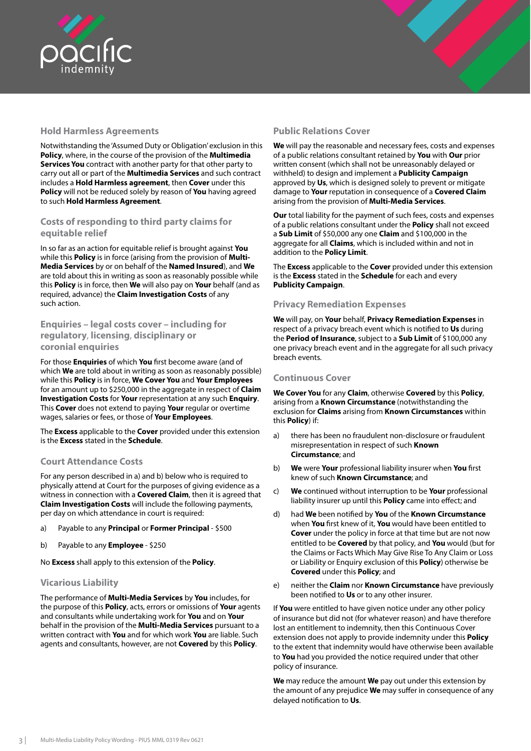### Hold Harmless Agreements

Notwithstanding the 'Assumed Duty or Obligation' exclusion in this **Policy**, where, in the course of the provision of the **Multimedia Services You** contract with another party for that other party to carry out all or part of the **Multimedia Services** and such contract includes a **Hold Harmless agreement**, then **Cover** under this **Policy** will not be reduced solely by reason of **You** having agreed to such **Hold Harmless Agreement**.

### Costs of responding to third party claims for equitable relief

In so far as an action for equitable relief is brought against **You** while this **Policy** is in force (arising from the provision of **Multi-Media Services** by or on behalf of the **Named Insured**), and **We** are told about this in writing as soon as reasonably possible while this **Policy** is in force, then **We** will also pay on **Your** behalf (and as required, advance) the **Claim Investigation Costs** of any such action.

### Enquiries – legal costs cover – including for regulatory, licensing, disciplinary or coronial enquiries

For those **Enquiries** of which **You** first become aware (and of which **We** are told about in writing as soon as reasonably possible) while this **Policy** is in force, **We Cover You** and **Your Employees** for an amount up to $250,000 in the aggregate in respect of **Claim Investigation Costs** for **Your** representation at any such **Enquiry**. This **Cover** does not extend to paying **Your** regular or overtime wages, salaries or fees, or those of **Your Employees**.

The **Excess** applicable to the **Cover** provided under this extension is the **Excess** stated in the **Schedule**.

### Court Attendance Costs

For any person described in a) and b) below who is required to physically attend at Court for the purposes of giving evidence as a witness in connection with a **Covered Claim**, then it is agreed that **Claim Investigation Costs** will include the following payments, per day on which attendance in court is required:

a) Payable to any **Principal** or **Former Principal** - $500

b) Payable to any **Employee** - $250

No **Excess** shall apply to this extension of the **Policy**.

### Vicarious Liability

The performance of **Multi-Media Services** by **You** includes, for the purpose of this **Policy**, acts, errors or omissions of **Your** agents and consultants while undertaking work for **You** and on **Your** behalf in the provision of the **Multi-Media Services** pursuant to a written contract with **You** and for which work **You** are liable. Such agents and consultants, however, are not **Covered** by this **Policy**.

### Public Relations Cover

**We** will pay the reasonable and necessary fees, costs and expenses of a public relations consultant retained by **You** with **Our** prior written consent (which shall not be unreasonably delayed or withheld) to design and implement a **Publicity Campaign** approved by **Us**, which is designed solely to prevent or mitigate damage to **Your** reputation in consequence of a **Covered Claim** arising from the provision of **Multi-Media Services**.

**Our** total liability for the payment of such fees, costs and expenses of a public relations consultant under the **Policy** shall not exceed a **Sub Limit** of $50,000 any one **Claim** and $100,000 in the aggregate for all **Claims**, which is included within and not in addition to the **Policy Limit**.

The **Excess** applicable to the **Cover** provided under this extension is the **Excess** stated in the **Schedule** for each and every **Publicity Campaign**.

### Privacy Remediation Expenses

**We** will pay, on **Your** behalf, **Privacy Remediation Expenses** in respect of a privacy breach event which is notified to **Us** during the **Period of Insurance**, subject to a **Sub Limit** of $100,000 any one privacy breach event and in the aggregate for all such privacy breach events.

### Continuous Cover

**We Cover You** for any **Claim**, otherwise **Covered** by this **Policy**, arising from a **Known Circumstance** (notwithstanding the exclusion for **Claims** arising from **Known Circumstances** within this **Policy**) if:

a) there has been no fraudulent non-disclosure or fraudulent misrepresentation in respect of such **Known Circumstance**; and

b) **We** were **Your** professional liability insurer when **You** first knew of such **Known Circumstance**; and

c) **We** continued without interruption to be **Your** professional liability insurer up until this **Policy** came into effect; and

d) had **We** been notified by **You** of the **Known Circumstance** when **You** first knew of it, **You** would have been entitled to **Cover** under the policy in force at that time but are not now entitled to be **Covered** by that policy, and **You** would (but for the Claims or Facts Which May Give Rise To Any Claim or Loss or Liability or Enquiry exclusion of this **Policy**) otherwise be **Covered** under this **Policy**; and

e) neither the **Claim** nor **Known Circumstance** have previously been notified to **Us** or to any other insurer.

If **You** were entitled to have given notice under any other policy of insurance but did not (for whatever reason) and have therefore lost an entitlement to indemnity, then this Continuous Cover extension does not apply to provide indemnity under this **Policy** to the extent that indemnity would have otherwise been available to **You** had you provided the notice required under that other policy of insurance.

**We** may reduce the amount **We** pay out under this extension by the amount of any prejudice **We** may suffer in consequence of any delayed notification to **Us**.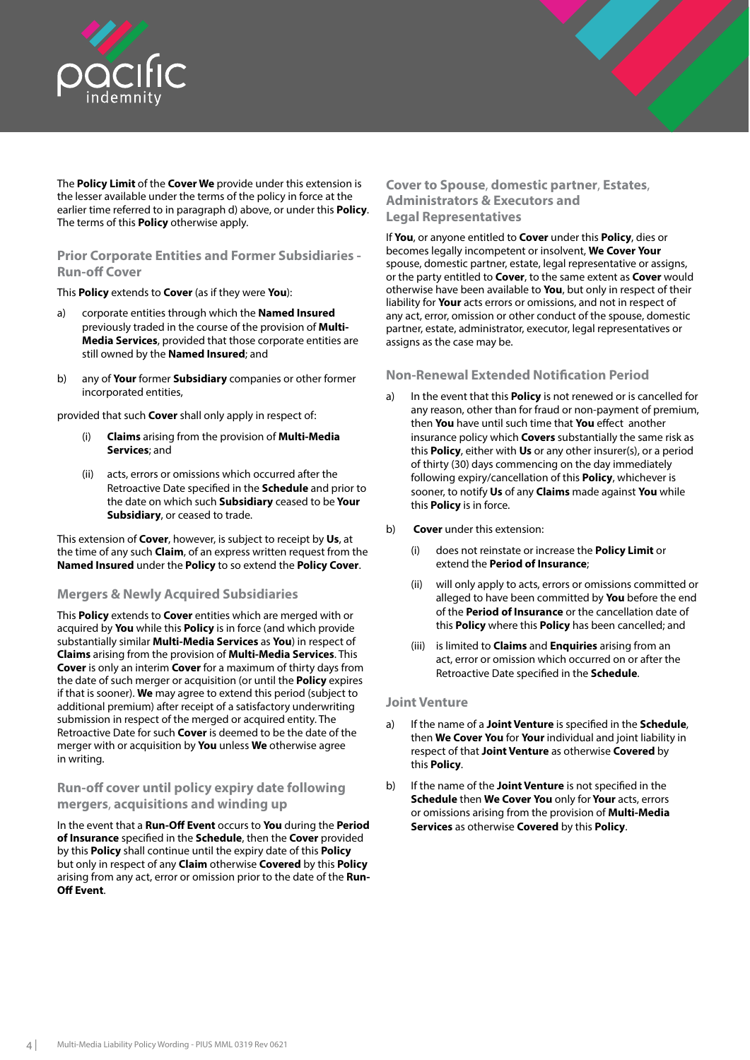The **Policy Limit** of the **Cover We** provide under this extension is the lesser available under the terms of the policy in force at the earlier time referred to in paragraph d) above, or under this **Policy**. The terms of this **Policy** otherwise apply.

### Prior Corporate Entities and Former Subsidiaries - Run-off Cover

This **Policy** extends to **Cover** (as if they were **You**):

a) corporate entities through which the **Named Insured** previously traded in the course of the provision of **Multi-Media Services**, provided that those corporate entities are still owned by the **Named Insured**; and

b) any of **Your** former **Subsidiary** companies or other former incorporated entities,

provided that such **Cover** shall only apply in respect of:

(i) **Claims** arising from the provision of **Multi-Media Services**; and

(ii) acts, errors or omissions which occurred after the Retroactive Date specified in the **Schedule** and prior to the date on which such **Subsidiary** ceased to be **Your Subsidiary**, or ceased to trade.

This extension of **Cover**, however, is subject to receipt by **Us**, at the time of any such **Claim**, of an express written request from the **Named Insured** under the **Policy** to so extend the **Policy Cover**.

### Mergers & Newly Acquired Subsidiaries

This **Policy** extends to **Cover** entities which are merged with or acquired by **You** while this **Policy** is in force (and which provide substantially similar **Multi-Media Services** as **You**) in respect of **Claims** arising from the provision of **Multi-Media Services**. This **Cover** is only an interim **Cover** for a maximum of thirty days from the date of such merger or acquisition (or until the **Policy** expires if that is sooner). **We** may agree to extend this period (subject to additional premium) after receipt of a satisfactory underwriting submission in respect of the merged or acquired entity. The Retroactive Date for such **Cover** is deemed to be the date of the merger with or acquisition by **You** unless **We** otherwise agree in writing.

### Run-off cover until policy expiry date following mergers, acquisitions and winding up

In the event that a **Run-Off Event** occurs to **You** during the **Period of Insurance** specified in the **Schedule**, then the **Cover** provided by this **Policy** shall continue until the expiry date of this **Policy** but only in respect of any **Claim** otherwise **Covered** by this **Policy** arising from any act, error or omission prior to the date of the **Run-Off Event**.

### Cover to Spouse, domestic partner, Estates, Administrators & Executors and Legal Representatives

If **You**, or anyone entitled to **Cover** under this **Policy**, dies or becomes legally incompetent or insolvent, **We Cover Your** spouse, domestic partner, estate, legal representative or assigns, or the party entitled to **Cover**, to the same extent as **Cover** would otherwise have been available to **You**, but only in respect of their liability for **Your** acts errors or omissions, and not in respect of any act, error, omission or other conduct of the spouse, domestic partner, estate, administrator, executor, legal representatives or assigns as the case may be.

### Non-Renewal Extended Notification Period

a) In the event that this **Policy** is not renewed or is cancelled for any reason, other than for fraud or non-payment of premium, then **You** have until such time that **You** effect another insurance policy which **Covers** substantially the same risk as this **Policy**, either with **Us** or any other insurer(s), or a period of thirty (30) days commencing on the day immediately following expiry/cancellation of this **Policy**, whichever is sooner, to notify **Us** of any **Claims** made against **You** while this **Policy** is in force.

b) **Cover** under this extension:

(i) does not reinstate or increase the **Policy Limit** or extend the **Period of Insurance**;

(ii) will only apply to acts, errors or omissions committed or alleged to have been committed by **You** before the end of the **Period of Insurance** or the cancellation date of this **Policy** where this **Policy** has been cancelled; and

(iii) is limited to **Claims** and **Enquiries** arising from an act, error or omission which occurred on or after the Retroactive Date specified in the **Schedule**.

### Joint Venture

a) If the name of a **Joint Venture** is specified in the **Schedule**, then **We Cover You** for **Your** individual and joint liability in respect of that **Joint Venture** as otherwise **Covered** by this **Policy**.

b) If the name of the **Joint Venture** is not specified in the **Schedule** then **We Cover You** only for **Your** acts, errors or omissions arising from the provision of **Multi-Media Services** as otherwise **Covered** by this **Policy**.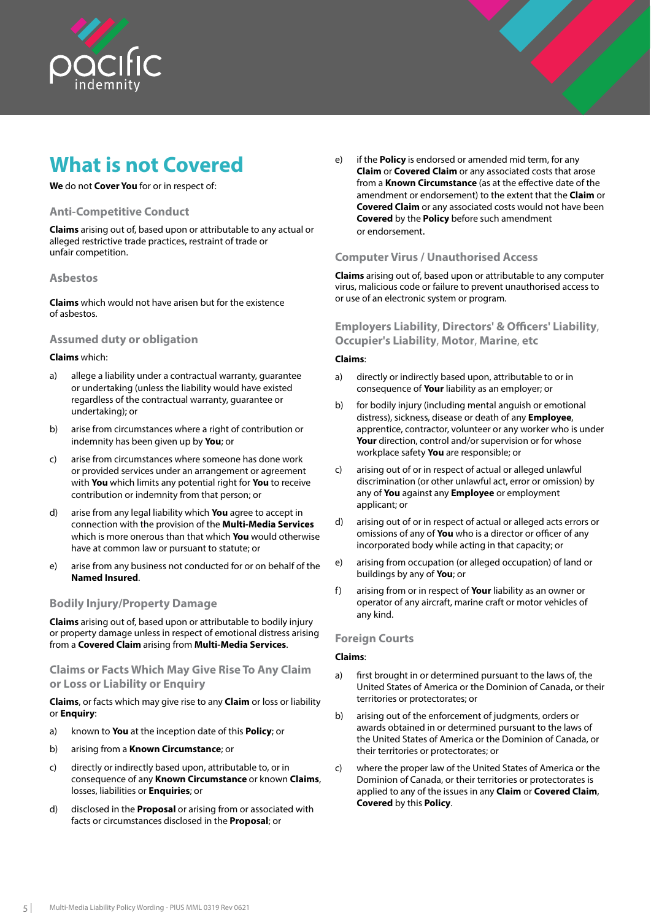# What is not Covered

**We** do not **Cover You** for or in respect of:

### Anti-Competitive Conduct

**Claims** arising out of, based upon or attributable to any actual or alleged restrictive trade practices, restraint of trade or unfair competition.

### Asbestos

**Claims** which would not have arisen but for the existence of asbestos.

### Assumed duty or obligation

**Claims** which:

a) allege a liability under a contractual warranty, guarantee or undertaking (unless the liability would have existed regardless of the contractual warranty, guarantee or undertaking); or

b) arise from circumstances where a right of contribution or indemnity has been given up by **You**; or

c) arise from circumstances where someone has done work or provided services under an arrangement or agreement with **You** which limits any potential right for **You** to receive contribution or indemnity from that person; or

d) arise from any legal liability which **You** agree to accept in connection with the provision of the **Multi-Media Services** which is more onerous than that which **You** would otherwise have at common law or pursuant to statute; or

e) arise from any business not conducted for or on behalf of the **Named Insured**.

### Bodily Injury/Property Damage

**Claims** arising out of, based upon or attributable to bodily injury or property damage unless in respect of emotional distress arising from a **Covered Claim** arising from **Multi-Media Services**.

### Claims or Facts Which May Give Rise To Any Claim or Loss or Liability or Enquiry

**Claims**, or facts which may give rise to any **Claim** or loss or liability or **Enquiry**:

a) known to **You** at the inception date of this **Policy**; or

b) arising from a **Known Circumstance**; or

c) directly or indirectly based upon, attributable to, or in consequence of any **Known Circumstance** or known **Claims**, losses, liabilities or **Enquiries**; or

d) disclosed in the **Proposal** or arising from or associated with facts or circumstances disclosed in the **Proposal**; or

e) if the **Policy** is endorsed or amended mid term, for any **Claim** or **Covered Claim** or any associated costs that arose from a **Known Circumstance** (as at the effective date of the amendment or endorsement) to the extent that the **Claim** or **Covered Claim** or any associated costs would not have been **Covered** by the **Policy** before such amendment or endorsement.

### Computer Virus / Unauthorised Access

**Claims** arising out of, based upon or attributable to any computer virus, malicious code or failure to prevent unauthorised access to or use of an electronic system or program.

### Employers Liability, Directors' & Officers' Liability, Occupier's Liability, Motor, Marine, etc

**Claims**:

a) directly or indirectly based upon, attributable to or in consequence of **Your** liability as an employer; or

b) for bodily injury (including mental anguish or emotional distress), sickness, disease or death of any **Employee**, apprentice, contractor, volunteer or any worker who is under **Your** direction, control and/or supervision or for whose workplace safety **You** are responsible; or

c) arising out of or in respect of actual or alleged unlawful discrimination (or other unlawful act, error or omission) by any of **You** against any **Employee** or employment applicant; or

d) arising out of or in respect of actual or alleged acts errors or omissions of any of **You** who is a director or officer of any incorporated body while acting in that capacity; or

e) arising from occupation (or alleged occupation) of land or buildings by any of **You**; or

f) arising from or in respect of **Your** liability as an owner or operator of any aircraft, marine craft or motor vehicles of any kind.

### Foreign Courts

**Claims**:

a) first brought in or determined pursuant to the laws of, the United States of America or the Dominion of Canada, or their territories or protectorates; or

b) arising out of the enforcement of judgments, orders or awards obtained in or determined pursuant to the laws of the United States of America or the Dominion of Canada, or their territories or protectorates; or

c) where the proper law of the United States of America or the Dominion of Canada, or their territories or protectorates is applied to any of the issues in any **Claim** or **Covered Claim**, **Covered** by this **Policy**.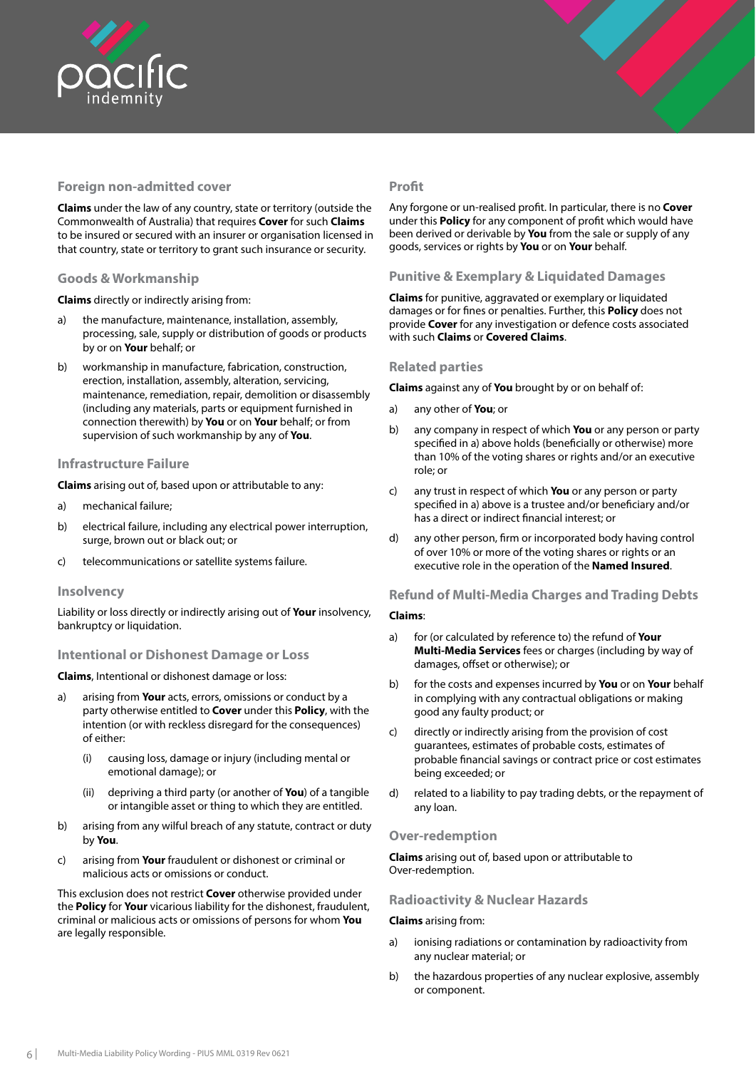### Foreign non-admitted cover

**Claims** under the law of any country, state or territory (outside the Commonwealth of Australia) that requires **Cover** for such **Claims** to be insured or secured with an insurer or organisation licensed in that country, state or territory to grant such insurance or security.

### Goods & Workmanship

**Claims** directly or indirectly arising from:

a) the manufacture, maintenance, installation, assembly, processing, sale, supply or distribution of goods or products by or on **Your** behalf; or

b) workmanship in manufacture, fabrication, construction, erection, installation, assembly, alteration, servicing, maintenance, remediation, repair, demolition or disassembly (including any materials, parts or equipment furnished in connection therewith) by **You** or on **Your** behalf; or from supervision of such workmanship by any of **You**.

### Infrastructure Failure

**Claims** arising out of, based upon or attributable to any:

a) mechanical failure;

b) electrical failure, including any electrical power interruption, surge, brown out or black out; or

c) telecommunications or satellite systems failure.

### Insolvency

Liability or loss directly or indirectly arising out of **Your** insolvency, bankruptcy or liquidation.

### Intentional or Dishonest Damage or Loss

**Claims**, Intentional or dishonest damage or loss:

a) arising from **Your** acts, errors, omissions or conduct by a party otherwise entitled to **Cover** under this **Policy**, with the intention (or with reckless disregard for the consequences) of either:

   (i) causing loss, damage or injury (including mental or emotional damage); or

   (ii) depriving a third party (or another of **You**) of a tangible or intangible asset or thing to which they are entitled.

b) arising from any wilful breach of any statute, contract or duty by **You**.

c) arising from **Your** fraudulent or dishonest or criminal or malicious acts or omissions or conduct.

This exclusion does not restrict **Cover** otherwise provided under the **Policy** for **Your** vicarious liability for the dishonest, fraudulent, criminal or malicious acts or omissions of persons for whom **You** are legally responsible.

### Profit

Any forgone or un-realised profit. In particular, there is no **Cover** under this **Policy** for any component of profit which would have been derived or derivable by **You** from the sale or supply of any goods, services or rights by **You** or on **Your** behalf.

### Punitive & Exemplary & Liquidated Damages

**Claims** for punitive, aggravated or exemplary or liquidated damages or for fines or penalties. Further, this **Policy** does not provide **Cover** for any investigation or defence costs associated with such **Claims** or **Covered Claims**.

### Related parties

**Claims** against any of **You** brought by or on behalf of:

a) any other of **You**; or

b) any company in respect of which **You** or any person or party specified in a) above holds (beneficially or otherwise) more than 10% of the voting shares or rights and/or an executive role; or

c) any trust in respect of which **You** or any person or party specified in a) above is a trustee and/or beneficiary and/or has a direct or indirect financial interest; or

d) any other person, firm or incorporated body having control of over 10% or more of the voting shares or rights or an executive role in the operation of the **Named Insured**.

### Refund of Multi-Media Charges and Trading Debts

**Claims**:

a) for (or calculated by reference to) the refund of **Your Multi-Media Services** fees or charges (including by way of damages, offset or otherwise); or

b) for the costs and expenses incurred by **You** or on **Your** behalf in complying with any contractual obligations or making good any faulty product; or

c) directly or indirectly arising from the provision of cost guarantees, estimates of probable costs, estimates of probable financial savings or contract price or cost estimates being exceeded; or

d) related to a liability to pay trading debts, or the repayment of any loan.

### Over-redemption

**Claims** arising out of, based upon or attributable to Over-redemption.

### Radioactivity & Nuclear Hazards

**Claims** arising from:

a) ionising radiations or contamination by radioactivity from any nuclear material; or

b) the hazardous properties of any nuclear explosive, assembly or component.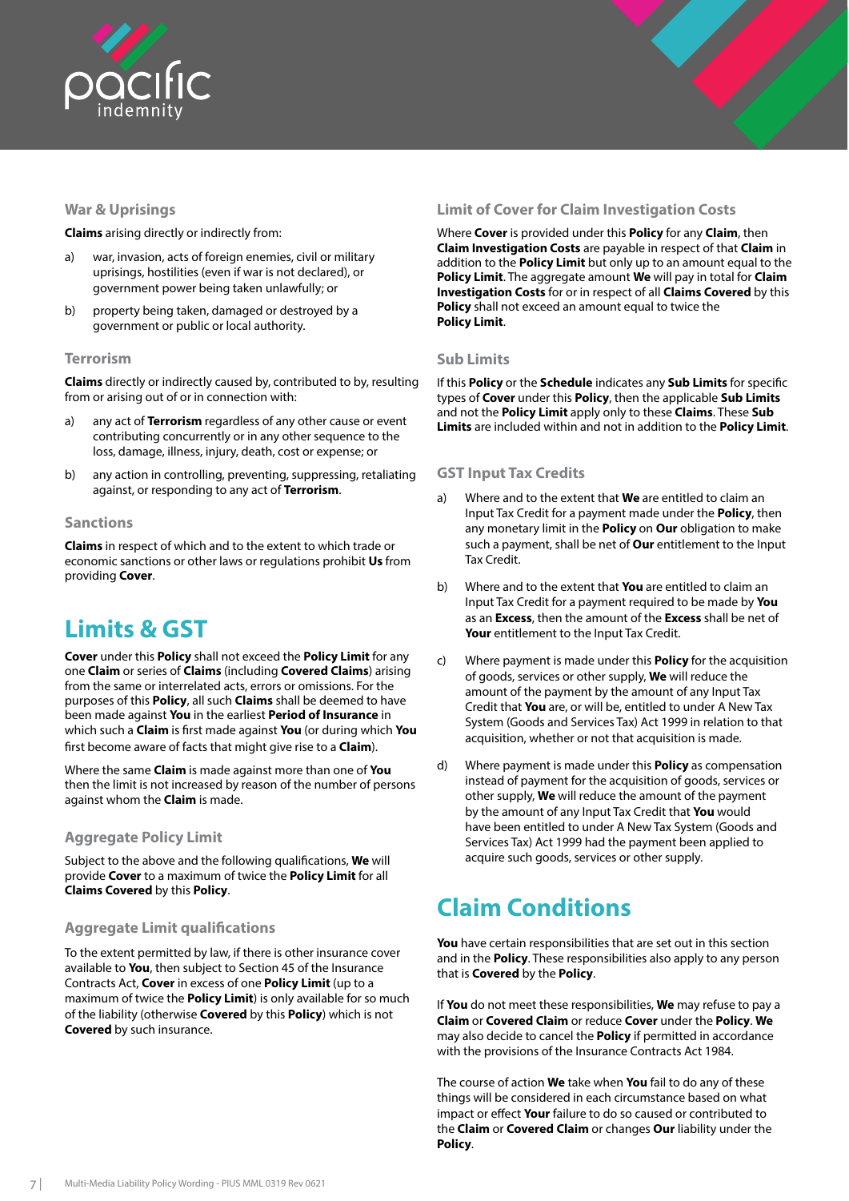### War & Uprisings

**Claims** arising directly or indirectly from:

a) war, invasion, acts of foreign enemies, civil or military uprisings, hostilities (even if war is not declared), or government power being taken unlawfully; or

b) property being taken, damaged or destroyed by a government or public or local authority.

### Terrorism

**Claims** directly or indirectly caused by, contributed to by, resulting from or arising out of or in connection with:

a) any act of **Terrorism** regardless of any other cause or event contributing concurrently or in any other sequence to the loss, damage, illness, injury, death, cost or expense; or

b) any action in controlling, preventing, suppressing, retaliating against, or responding to any act of **Terrorism**.

### Sanctions

**Claims** in respect of which and to the extent to which trade or economic sanctions or other laws or regulations prohibit **Us** from providing **Cover**.

## Limits & GST

**Cover** under this **Policy** shall not exceed the **Policy Limit** for any one **Claim** or series of **Claims** (including **Covered Claims**) arising from the same or interrelated acts, errors or omissions. For the purposes of this **Policy**, all such **Claims** shall be deemed to have been made against **You** in the earliest **Period of Insurance** in which such a **Claim** is first made against **You** (or during which **You** first become aware of facts that might give rise to a **Claim**).

Where the same **Claim** is made against more than one of **You** then the limit is not increased by reason of the number of persons against whom the **Claim** is made.

### Aggregate Policy Limit

Subject to the above and the following qualifications, **We** will provide **Cover** to a maximum of twice the **Policy Limit** for all **Claims Covered** by this **Policy**.

### Aggregate Limit qualifications

To the extent permitted by law, if there is other insurance cover available to **You**, then subject to Section 45 of the Insurance Contracts Act, **Cover** in excess of one **Policy Limit** (up to a maximum of twice the **Policy Limit**) is only available for so much of the liability (otherwise **Covered** by this **Policy**) which is not **Covered** by such insurance.

### Limit of Cover for Claim Investigation Costs

Where **Cover** is provided under this **Policy** for any **Claim**, then **Claim Investigation Costs** are payable in respect of that **Claim** in addition to the **Policy Limit** but only up to an amount equal to the **Policy Limit**. The aggregate amount **We** will pay in total for **Claim Investigation Costs** for or in respect of all **Claims Covered** by this **Policy** shall not exceed an amount equal to twice the **Policy Limit**.

### Sub Limits

If this **Policy** or the **Schedule** indicates any **Sub Limits** for specific types of **Cover** under this **Policy**, then the applicable **Sub Limits** and not the **Policy Limit** apply only to these **Claims**. These **Sub Limits** are included within and not in addition to the **Policy Limit**.

### GST Input Tax Credits

a) Where and to the extent that **We** are entitled to claim an Input Tax Credit for a payment made under the **Policy**, then any monetary limit in the **Policy** on **Our** obligation to make such a payment, shall be net of **Our** entitlement to the Input Tax Credit.

b) Where and to the extent that **You** are entitled to claim an Input Tax Credit for a payment required to be made by **You** as an **Excess**, then the amount of the **Excess** shall be net of **Your** entitlement to the Input Tax Credit.

c) Where payment is made under this **Policy** for the acquisition of goods, services or other supply, **We** will reduce the amount of the payment by the amount of any Input Tax Credit that **You** are, or will be, entitled to under A New Tax System (Goods and Services Tax) Act 1999 in relation to that acquisition, whether or not that acquisition is made.

d) Where payment is made under this **Policy** as compensation instead of payment for the acquisition of goods, services or other supply, **We** will reduce the amount of the payment by the amount of any Input Tax Credit that **You** would have been entitled to under A New Tax System (Goods and Services Tax) Act 1999 had the payment been applied to acquire such goods, services or other supply.

## Claim Conditions

**You** have certain responsibilities that are set out in this section and in the **Policy**. These responsibilities also apply to any person that is **Covered** by the **Policy**.

If **You** do not meet these responsibilities, **We** may refuse to pay a **Claim** or **Covered Claim** or reduce **Cover** under the **Policy**. **We** may also decide to cancel the **Policy** if permitted in accordance with the provisions of the Insurance Contracts Act 1984.

The course of action **We** take when **You** fail to do any of these things will be considered in each circumstance based on what impact or effect **Your** failure to do so caused or contributed to the **Claim** or **Covered Claim** or changes **Our** liability under the **Policy**.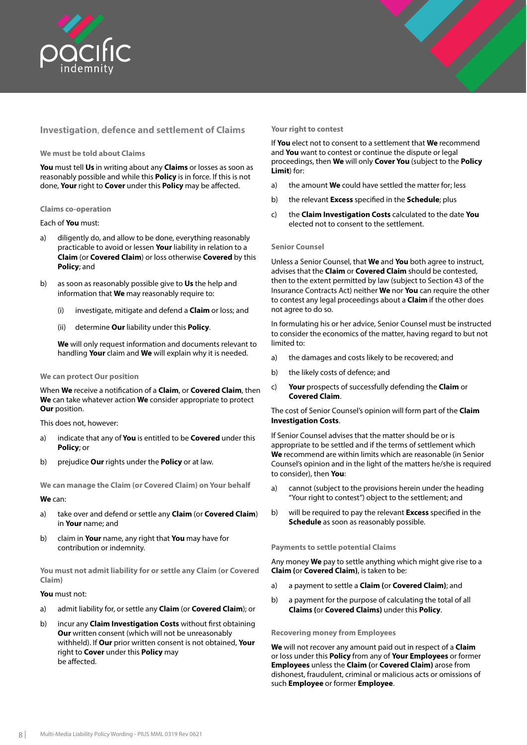## Investigation, defence and settlement of Claims

### We must be told about Claims

**You** must tell **Us** in writing about any **Claims** or losses as soon as reasonably possible and while this **Policy** is in force. If this is not done, **Your** right to **Cover** under this **Policy** may be affected.

### Claims co-operation

Each of **You** must:

a) diligently do, and allow to be done, everything reasonably practicable to avoid or lessen **Your** liability in relation to a **Claim** (or **Covered Claim**) or loss otherwise **Covered** by this **Policy**; and

b) as soon as reasonably possible give to **Us** the help and information that **We** may reasonably require to:

   (i) investigate, mitigate and defend a **Claim** or loss; and

   (ii) determine **Our** liability under this **Policy**.

   **We** will only request information and documents relevant to handling **Your** claim and **We** will explain why it is needed.

### We can protect Our position

When **We** receive a notification of a **Claim**, or **Covered Claim**, then **We** can take whatever action **We** consider appropriate to protect **Our** position.

This does not, however:

a) indicate that any of **You** is entitled to be **Covered** under this **Policy**; or

b) prejudice **Our** rights under the **Policy** or at law.

### We can manage the Claim (or Covered Claim) on Your behalf

**We** can:

a) take over and defend or settle any **Claim** (or **Covered Claim**) in **Your** name; and

b) claim in **Your** name, any right that **You** may have for contribution or indemnity.

### You must not admit liability for or settle any Claim (or Covered Claim)

**You** must not:

a) admit liability for, or settle any **Claim** (or **Covered Claim**); or

b) incur any **Claim Investigation Costs** without first obtaining **Our** written consent (which will not be unreasonably withheld). If **Our** prior written consent is not obtained, **Your** right to **Cover** under this **Policy** may be affected.

### Your right to contest

If **You** elect not to consent to a settlement that **We** recommend and **You** want to contest or continue the dispute or legal proceedings, then **We** will only **Cover You** (subject to the **Policy Limit**) for:

a) the amount **We** could have settled the matter for; less

b) the relevant **Excess** specified in the **Schedule**; plus

c) the **Claim Investigation Costs** calculated to the date **You** elected not to consent to the settlement.

### Senior Counsel

Unless a Senior Counsel, that **We** and **You** both agree to instruct, advises that the **Claim** or **Covered Claim** should be contested, then to the extent permitted by law (subject to Section 43 of the Insurance Contracts Act) neither **We** nor **You** can require the other to contest any legal proceedings about a **Claim** if the other does not agree to do so.

In formulating his or her advice, Senior Counsel must be instructed to consider the economics of the matter, having regard to but not limited to:

a) the damages and costs likely to be recovered; and

b) the likely costs of defence; and

c) **Your** prospects of successfully defending the **Claim** or **Covered Claim**.

The cost of Senior Counsel's opinion will form part of the **Claim Investigation Costs**.

If Senior Counsel advises that the matter should be or is appropriate to be settled and if the terms of settlement which **We** recommend are within limits which are reasonable (in Senior Counsel's opinion and in the light of the matters he/she is required to consider), then **You**:

a) cannot (subject to the provisions herein under the heading "Your right to contest") object to the settlement; and

b) will be required to pay the relevant **Excess** specified in the **Schedule** as soon as reasonably possible.

### Payments to settle potential Claims

Any money **We** pay to settle anything which might give rise to a **Claim** (or **Covered Claim**), is taken to be:

a) a payment to settle a **Claim** (or **Covered Claim**); and

b) a payment for the purpose of calculating the total of all **Claims** (or **Covered Claims**) under this **Policy**.

### Recovering money from Employees

**We** will not recover any amount paid out in respect of a **Claim** or loss under this **Policy** from any of **Your Employees** or former **Employees** unless the **Claim** (or **Covered Claim**) arose from dishonest, fraudulent, criminal or malicious acts or omissions of such **Employee** or former **Employee**.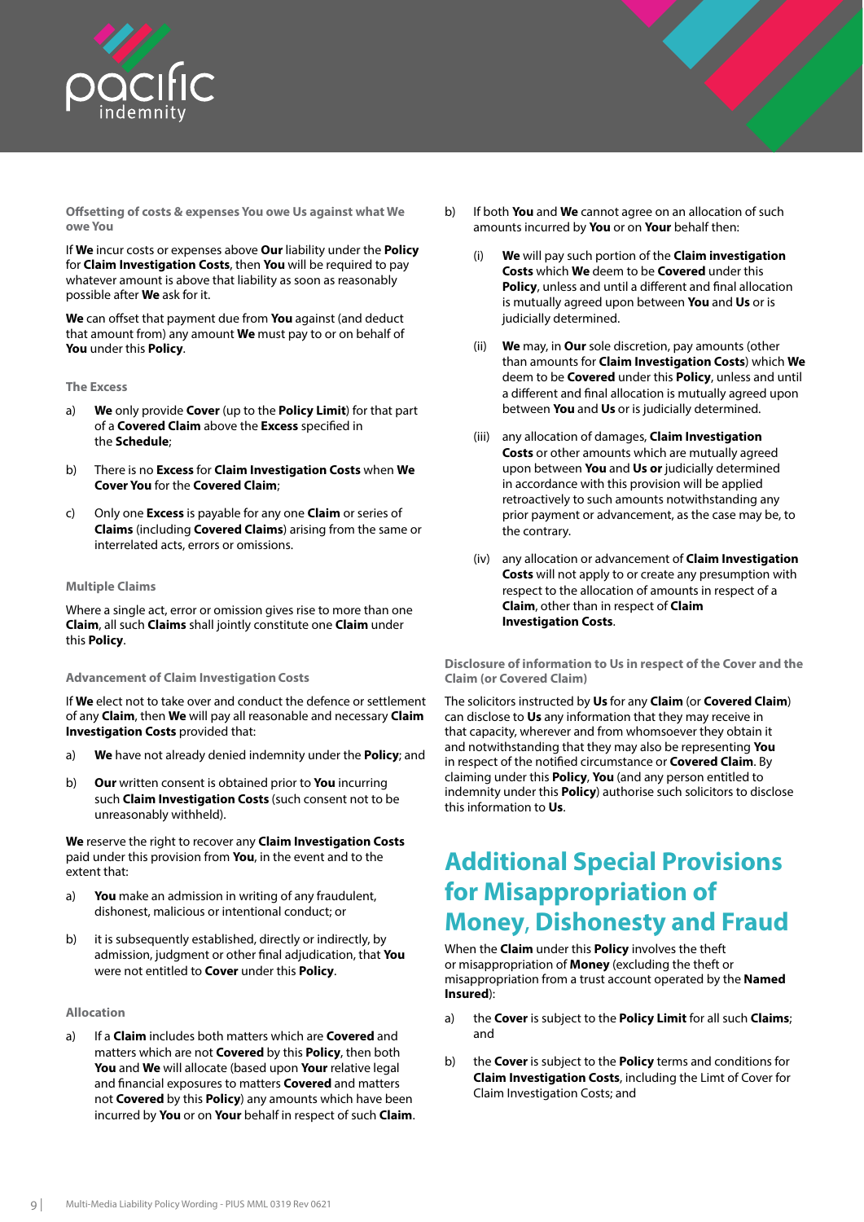### Offsetting of costs & expenses You owe Us against what We owe You

If **We** incur costs or expenses above **Our** liability under the **Policy** for **Claim Investigation Costs**, then **You** will be required to pay whatever amount is above that liability as soon as reasonably possible after **We** ask for it.

**We** can offset that payment due from **You** against (and deduct that amount from) any amount **We** must pay to or on behalf of **You** under this **Policy**.

### The Excess

a) **We** only provide **Cover** (up to the **Policy Limit**) for that part of a **Covered Claim** above the **Excess** specified in the **Schedule**;

b) There is no **Excess** for **Claim Investigation Costs** when **We Cover You** for the **Covered Claim**;

c) Only one **Excess** is payable for any one **Claim** or series of **Claims** (including **Covered Claims**) arising from the same or interrelated acts, errors or omissions.

### Multiple Claims

Where a single act, error or omission gives rise to more than one **Claim**, all such **Claims** shall jointly constitute one **Claim** under this **Policy**.

### Advancement of Claim Investigation Costs

If **We** elect not to take over and conduct the defence or settlement of any **Claim**, then **We** will pay all reasonable and necessary **Claim Investigation Costs** provided that:

a) **We** have not already denied indemnity under the **Policy**; and

b) **Our** written consent is obtained prior to **You** incurring such **Claim Investigation Costs** (such consent not to be unreasonably withheld).

**We** reserve the right to recover any **Claim Investigation Costs** paid under this provision from **You**, in the event and to the extent that:

a) **You** make an admission in writing of any fraudulent, dishonest, malicious or intentional conduct; or

b) it is subsequently established, directly or indirectly, by admission, judgment or other final adjudication, that **You** were not entitled to **Cover** under this **Policy**.

### Allocation

a) If a **Claim** includes both matters which are **Covered** and matters which are not **Covered** by this **Policy**, then both **You** and **We** will allocate (based upon **Your** relative legal and financial exposures to matters **Covered** and matters not **Covered** by this **Policy**) any amounts which have been incurred by **You** or on **Your** behalf in respect of such **Claim**.

b) If both **You** and **We** cannot agree on an allocation of such amounts incurred by **You** or on **Your** behalf then:

(i) **We** will pay such portion of the **Claim investigation Costs** which **We** deem to be **Covered** under this **Policy**, unless and until a different and final allocation is mutually agreed upon between **You** and **Us** or is judicially determined.

(ii) **We** may, in **Our** sole discretion, pay amounts (other than amounts for **Claim Investigation Costs**) which **We** deem to be **Covered** under this **Policy**, unless and until a different and final allocation is mutually agreed upon between **You** and **Us** or is judicially determined.

(iii) any allocation of damages, **Claim Investigation Costs** or other amounts which are mutually agreed upon between **You** and **Us or** judicially determined in accordance with this provision will be applied retroactively to such amounts notwithstanding any prior payment or advancement, as the case may be, to the contrary.

(iv) any allocation or advancement of **Claim Investigation Costs** will not apply to or create any presumption with respect to the allocation of amounts in respect of a **Claim**, other than in respect of **Claim Investigation Costs**.

### Disclosure of information to Us in respect of the Cover and the Claim (or Covered Claim)

The solicitors instructed by **Us** for any **Claim** (or **Covered Claim**) can disclose to **Us** any information that they may receive in that capacity, wherever and from whomsoever they obtain it and notwithstanding that they may also be representing **You** in respect of the notified circumstance or **Covered Claim**. By claiming under this **Policy**, **You** (and any person entitled to indemnity under this **Policy**) authorise such solicitors to disclose this information to **Us**.

## Additional Special Provisions for Misappropriation of Money, Dishonesty and Fraud

When the **Claim** under this **Policy** involves the theft or misappropriation of **Money** (excluding the theft or misappropriation from a trust account operated by the **Named Insured**):

a) the **Cover** is subject to the **Policy Limit** for all such **Claims**; and

b) the **Cover** is subject to the **Policy** terms and conditions for **Claim Investigation Costs**, including the Limt of Cover for Claim Investigation Costs; and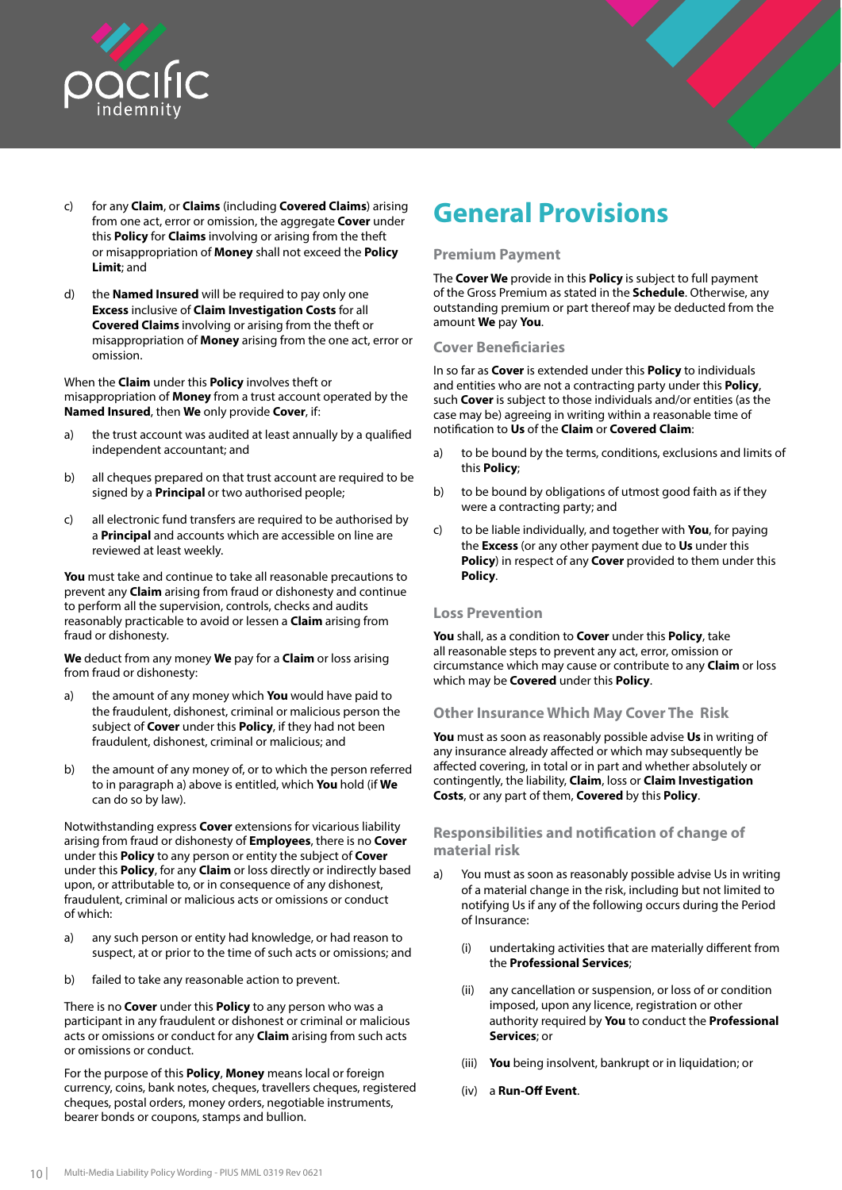c) for any **Claim**, or **Claims** (including **Covered Claims**) arising from one act, error or omission, the aggregate **Cover** under this **Policy** for **Claims** involving or arising from the theft or misappropriation of **Money** shall not exceed the **Policy Limit**; and

d) the **Named Insured** will be required to pay only one **Excess** inclusive of **Claim Investigation Costs** for all **Covered Claims** involving or arising from the theft or misappropriation of **Money** arising from the one act, error or omission.

When the **Claim** under this **Policy** involves theft or misappropriation of **Money** from a trust account operated by the **Named Insured**, then **We** only provide **Cover**, if:

a) the trust account was audited at least annually by a qualified independent accountant; and

b) all cheques prepared on that trust account are required to be signed by a **Principal** or two authorised people;

c) all electronic fund transfers are required to be authorised by a **Principal** and accounts which are accessible on line are reviewed at least weekly.

**You** must take and continue to take all reasonable precautions to prevent any **Claim** arising from fraud or dishonesty and continue to perform all the supervision, controls, checks and audits reasonably practicable to avoid or lessen a **Claim** arising from fraud or dishonesty.

**We** deduct from any money **We** pay for a **Claim** or loss arising from fraud or dishonesty:

a) the amount of any money which **You** would have paid to the fraudulent, dishonest, criminal or malicious person the subject of **Cover** under this **Policy**, if they had not been fraudulent, dishonest, criminal or malicious; and

b) the amount of any money of, or to which the person referred to in paragraph a) above is entitled, which **You** hold (if **We** can do so by law).

Notwithstanding express **Cover** extensions for vicarious liability arising from fraud or dishonesty of **Employees**, there is no **Cover** under this **Policy** to any person or entity the subject of **Cover** under this **Policy**, for any **Claim** or loss directly or indirectly based upon, or attributable to, or in consequence of any dishonest, fraudulent, criminal or malicious acts or omissions or conduct of which:

a) any such person or entity had knowledge, or had reason to suspect, at or prior to the time of such acts or omissions; and

b) failed to take any reasonable action to prevent.

There is no **Cover** under this **Policy** to any person who was a participant in any fraudulent or dishonest or criminal or malicious acts or omissions or conduct for any **Claim** arising from such acts or omissions or conduct.

For the purpose of this **Policy**, **Money** means local or foreign currency, coins, bank notes, cheques, travellers cheques, registered cheques, postal orders, money orders, negotiable instruments, bearer bonds or coupons, stamps and bullion.

# General Provisions

## Premium Payment

The **Cover We** provide in this **Policy** is subject to full payment of the Gross Premium as stated in the **Schedule**. Otherwise, any outstanding premium or part thereof may be deducted from the amount **We** pay **You**.

## Cover Beneficiaries

In so far as **Cover** is extended under this **Policy** to individuals and entities who are not a contracting party under this **Policy**, such **Cover** is subject to those individuals and/or entities (as the case may be) agreeing in writing within a reasonable time of notification to **Us** of the **Claim** or **Covered Claim**:

a) to be bound by the terms, conditions, exclusions and limits of this **Policy**;

b) to be bound by obligations of utmost good faith as if they were a contracting party; and

c) to be liable individually, and together with **You**, for paying the **Excess** (or any other payment due to **Us** under this **Policy**) in respect of any **Cover** provided to them under this **Policy**.

## Loss Prevention

**You** shall, as a condition to **Cover** under this **Policy**, take all reasonable steps to prevent any act, error, omission or circumstance which may cause or contribute to any **Claim** or loss which may be **Covered** under this **Policy**.

## Other Insurance Which May Cover The Risk

**You** must as soon as reasonably possible advise **Us** in writing of any insurance already affected or which may subsequently be affected covering, in total or in part and whether absolutely or contingently, the liability, **Claim**, loss or **Claim Investigation Costs**, or any part of them, **Covered** by this **Policy**.

## Responsibilities and notification of change of material risk

a) You must as soon as reasonably possible advise Us in writing of a material change in the risk, including but not limited to notifying Us if any of the following occurs during the Period of Insurance:

   (i) undertaking activities that are materially different from the **Professional Services**;

   (ii) any cancellation or suspension, or loss of or condition imposed, upon any licence, registration or other authority required by **You** to conduct the **Professional Services**; or

   (iii) **You** being insolvent, bankrupt or in liquidation; or

   (iv) a **Run-Off Event**.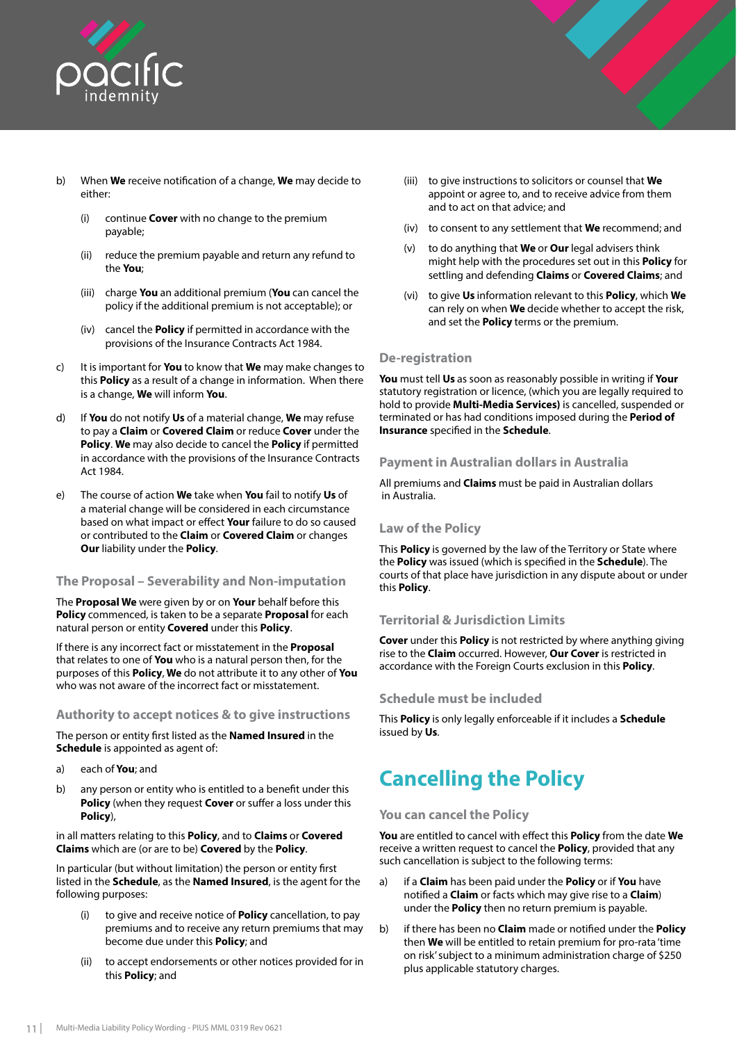b) When **We** receive notification of a change, **We** may decide to either:

   (i) continue **Cover** with no change to the premium payable;

   (ii) reduce the premium payable and return any refund to the **You**;

   (iii) charge **You** an additional premium (**You** can cancel the policy if the additional premium is not acceptable); or

   (iv) cancel the **Policy** if permitted in accordance with the provisions of the Insurance Contracts Act 1984.

c) It is important for **You** to know that **We** may make changes to this **Policy** as a result of a change in information. When there is a change, **We** will inform **You**.

d) If **You** do not notify **Us** of a material change, **We** may refuse to pay a **Claim** or **Covered Claim** or reduce **Cover** under the **Policy**. **We** may also decide to cancel the **Policy** if permitted in accordance with the provisions of the Insurance Contracts Act 1984.

e) The course of action **We** take when **You** fail to notify **Us** of a material change will be considered in each circumstance based on what impact or effect **Your** failure to do so caused or contributed to the **Claim** or **Covered Claim** or changes **Our** liability under the **Policy**.

### The Proposal – Severability and Non-imputation

The **Proposal We** were given by or on **Your** behalf before this **Policy** commenced, is taken to be a separate **Proposal** for each natural person or entity **Covered** under this **Policy**.

If there is any incorrect fact or misstatement in the **Proposal** that relates to one of **You** who is a natural person then, for the purposes of this **Policy**, **We** do not attribute it to any other of **You** who was not aware of the incorrect fact or misstatement.

### Authority to accept notices & to give instructions

The person or entity first listed as the **Named Insured** in the **Schedule** is appointed as agent of:

a) each of **You**; and

b) any person or entity who is entitled to a benefit under this **Policy** (when they request **Cover** or suffer a loss under this **Policy**),

in all matters relating to this **Policy**, and to **Claims** or **Covered Claims** which are (or are to be) **Covered** by the **Policy**.

In particular (but without limitation) the person or entity first listed in the **Schedule**, as the **Named Insured**, is the agent for the following purposes:

   (i) to give and receive notice of **Policy** cancellation, to pay premiums and to receive any return premiums that may become due under this **Policy**; and

   (ii) to accept endorsements or other notices provided for in this **Policy**; and

   (iii) to give instructions to solicitors or counsel that **We** appoint or agree to, and to receive advice from them and to act on that advice; and

   (iv) to consent to any settlement that **We** recommend; and

   (v) to do anything that **We** or **Our** legal advisers think might help with the procedures set out in this **Policy** for settling and defending **Claims** or **Covered Claims**; and

   (vi) to give **Us** information relevant to this **Policy**, which **We** can rely on when **We** decide whether to accept the risk, and set the **Policy** terms or the premium.

### De-registration

**You** must tell **Us** as soon as reasonably possible in writing if **Your** statutory registration or licence, (which you are legally required to hold to provide **Multi-Media Services)** is cancelled, suspended or terminated or has had conditions imposed during the **Period of Insurance** specified in the **Schedule**.

### Payment in Australian dollars in Australia

All premiums and **Claims** must be paid in Australian dollars in Australia.

### Law of the Policy

This **Policy** is governed by the law of the Territory or State where the **Policy** was issued (which is specified in the **Schedule**). The courts of that place have jurisdiction in any dispute about or under this **Policy**.

### Territorial & Jurisdiction Limits

**Cover** under this **Policy** is not restricted by where anything giving rise to the **Claim** occurred. However, **Our Cover** is restricted in accordance with the Foreign Courts exclusion in this **Policy**.

### Schedule must be included

This **Policy** is only legally enforceable if it includes a **Schedule** issued by **Us**.

## Cancelling the Policy

### You can cancel the Policy

**You** are entitled to cancel with effect this **Policy** from the date **We** receive a written request to cancel the **Policy**, provided that any such cancellation is subject to the following terms:

a) if a **Claim** has been paid under the **Policy** or if **You** have notified a **Claim** or facts which may give rise to a **Claim**) under the **Policy** then no return premium is payable.

b) if there has been no **Claim** made or notified under the **Policy** then **We** will be entitled to retain premium for pro-rata 'time on risk' subject to a minimum administration charge of $250 plus applicable statutory charges.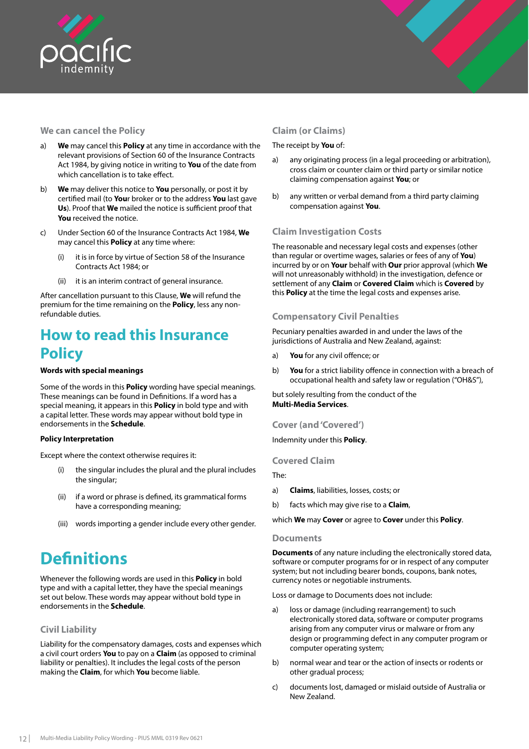### We can cancel the Policy

a) **We** may cancel this **Policy** at any time in accordance with the relevant provisions of Section 60 of the Insurance Contracts Act 1984, by giving notice in writing to **You** of the date from which cancellation is to take effect.

b) **We** may deliver this notice to **You** personally, or post it by certified mail (to **Your** broker or to the address **You** last gave **Us**). Proof that **We** mailed the notice is sufficient proof that **You** received the notice.

c) Under Section 60 of the Insurance Contracts Act 1984, **We** may cancel this **Policy** at any time where:

   (i) it is in force by virtue of Section 58 of the Insurance Contracts Act 1984; or

   (ii) it is an interim contract of general insurance.

After cancellation pursuant to this Clause, **We** will refund the premium for the time remaining on the **Policy**, less any non-refundable duties.

# How to read this Insurance Policy

**Words with special meanings**

Some of the words in this **Policy** wording have special meanings. These meanings can be found in Definitions. If a word has a special meaning, it appears in this **Policy** in bold type and with a capital letter. These words may appear without bold type in endorsements in the **Schedule**.

**Policy Interpretation**

Except where the context otherwise requires it:

(i) the singular includes the plural and the plural includes the singular;

(ii) if a word or phrase is defined, its grammatical forms have a corresponding meaning;

(iii) words importing a gender include every other gender.

# Definitions

Whenever the following words are used in this **Policy** in bold type and with a capital letter, they have the special meanings set out below. These words may appear without bold type in endorsements in the **Schedule**.

### Civil Liability

Liability for the compensatory damages, costs and expenses which a civil court orders **You** to pay on a **Claim** (as opposed to criminal liability or penalties). It includes the legal costs of the person making the **Claim**, for which **You** become liable.

### Claim (or Claims)

The receipt by **You** of:

a) any originating process (in a legal proceeding or arbitration), cross claim or counter claim or third party or similar notice claiming compensation against **You**; or

b) any written or verbal demand from a third party claiming compensation against **You**.

### Claim Investigation Costs

The reasonable and necessary legal costs and expenses (other than regular or overtime wages, salaries or fees of any of **You**) incurred by or on **Your** behalf with **Our** prior approval (which **We** will not unreasonably withhold) in the investigation, defence or settlement of any **Claim** or **Covered Claim** which is **Covered** by this **Policy** at the time the legal costs and expenses arise.

### Compensatory Civil Penalties

Pecuniary penalties awarded in and under the laws of the jurisdictions of Australia and New Zealand, against:

a) **You** for any civil offence; or

b) **You** for a strict liability offence in connection with a breach of occupational health and safety law or regulation ("OH&S"),

but solely resulting from the conduct of the **Multi-Media Services**.

### Cover (and 'Covered')

Indemnity under this **Policy**.

### Covered Claim

The:

a) **Claims**, liabilities, losses, costs; or

b) facts which may give rise to a **Claim**,

which **We** may **Cover** or agree to **Cover** under this **Policy**.

### Documents

**Documents** of any nature including the electronically stored data, software or computer programs for or in respect of any computer system; but not including bearer bonds, coupons, bank notes, currency notes or negotiable instruments.

Loss or damage to Documents does not include:

a) loss or damage (including rearrangement) to such electronically stored data, software or computer programs arising from any computer virus or malware or from any design or programming defect in any computer program or computer operating system;

b) normal wear and tear or the action of insects or rodents or other gradual process;

c) documents lost, damaged or mislaid outside of Australia or New Zealand.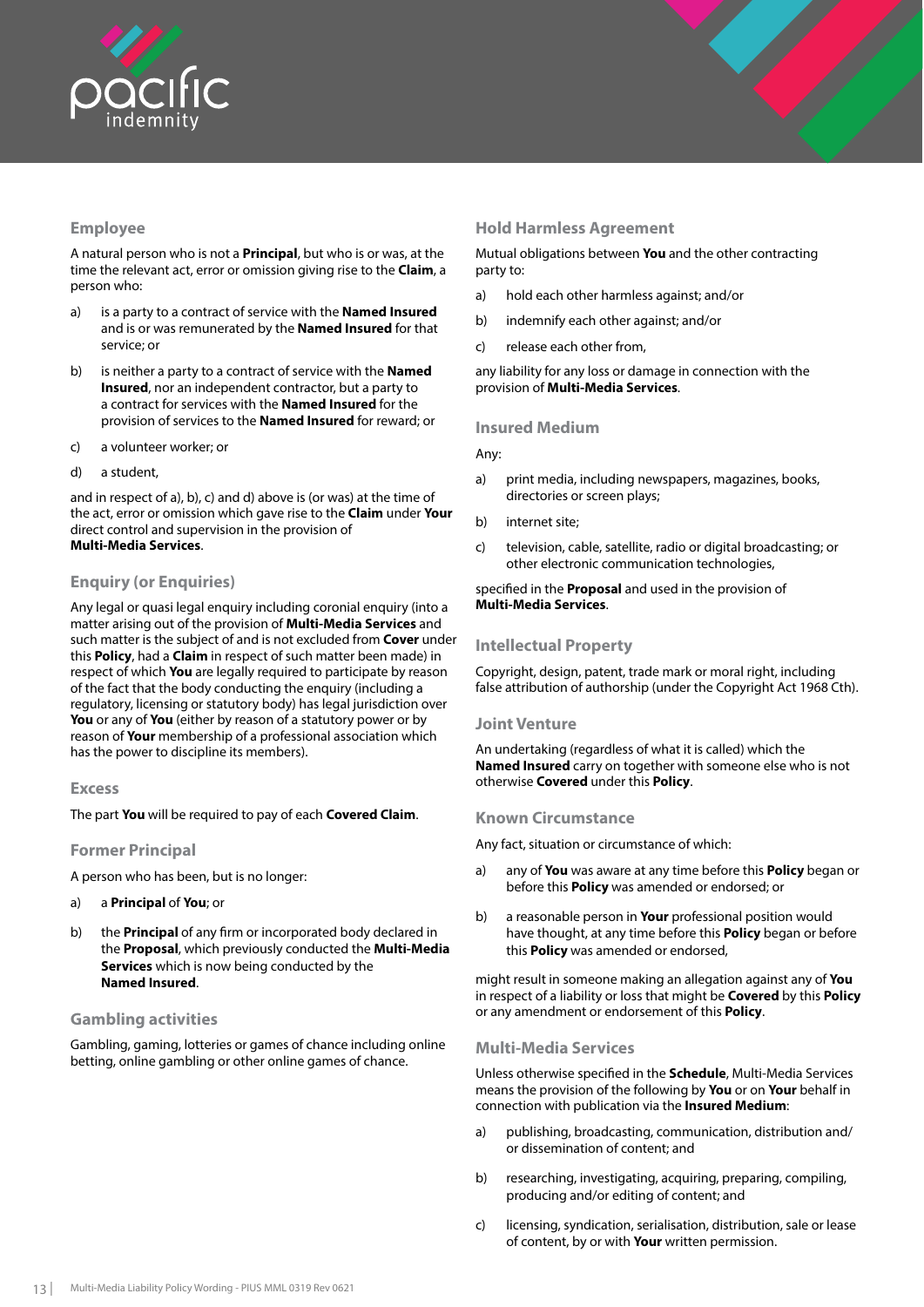### Employee

A natural person who is not a **Principal**, but who is or was, at the time the relevant act, error or omission giving rise to the **Claim**, a person who:

a) is a party to a contract of service with the **Named Insured** and is or was remunerated by the **Named Insured** for that service; or

b) is neither a party to a contract of service with the **Named Insured**, nor an independent contractor, but a party to a contract for services with the **Named Insured** for the provision of services to the **Named Insured** for reward; or

c) a volunteer worker; or

d) a student,

and in respect of a), b), c) and d) above is (or was) at the time of the act, error or omission which gave rise to the **Claim** under **Your** direct control and supervision in the provision of **Multi-Media Services**.

### Enquiry (or Enquiries)

Any legal or quasi legal enquiry including coronial enquiry (into a matter arising out of the provision of **Multi-Media Services** and such matter is the subject of and is not excluded from **Cover** under this **Policy**, had a **Claim** in respect of such matter been made) in respect of which **You** are legally required to participate by reason of the fact that the body conducting the enquiry (including a regulatory, licensing or statutory body) has legal jurisdiction over **You** or any of **You** (either by reason of a statutory power or by reason of **Your** membership of a professional association which has the power to discipline its members).

### Excess

The part **You** will be required to pay of each **Covered Claim**.

### Former Principal

A person who has been, but is no longer:

a) a **Principal** of **You**; or

b) the **Principal** of any firm or incorporated body declared in the **Proposal**, which previously conducted the **Multi-Media Services** which is now being conducted by the **Named Insured**.

### Gambling activities

Gambling, gaming, lotteries or games of chance including online betting, online gambling or other online games of chance.

### Hold Harmless Agreement

Mutual obligations between **You** and the other contracting party to:

a) hold each other harmless against; and/or

b) indemnify each other against; and/or

c) release each other from,

any liability for any loss or damage in connection with the provision of **Multi-Media Services**.

### Insured Medium

Any:

a) print media, including newspapers, magazines, books, directories or screen plays;

b) internet site;

c) television, cable, satellite, radio or digital broadcasting; or other electronic communication technologies,

specified in the **Proposal** and used in the provision of **Multi-Media Services**.

### Intellectual Property

Copyright, design, patent, trade mark or moral right, including false attribution of authorship (under the Copyright Act 1968 Cth).

### Joint Venture

An undertaking (regardless of what it is called) which the **Named Insured** carry on together with someone else who is not otherwise **Covered** under this **Policy**.

### Known Circumstance

Any fact, situation or circumstance of which:

a) any of **You** was aware at any time before this **Policy** began or before this **Policy** was amended or endorsed; or

b) a reasonable person in **Your** professional position would have thought, at any time before this **Policy** began or before this **Policy** was amended or endorsed,

might result in someone making an allegation against any of **You** in respect of a liability or loss that might be **Covered** by this **Policy** or any amendment or endorsement of this **Policy**.

### Multi-Media Services

Unless otherwise specified in the **Schedule**, Multi-Media Services means the provision of the following by **You** or on **Your** behalf in connection with publication via the **Insured Medium**:

a) publishing, broadcasting, communication, distribution and/or dissemination of content; and

b) researching, investigating, acquiring, preparing, compiling, producing and/or editing of content; and

c) licensing, syndication, serialisation, distribution, sale or lease of content, by or with **Your** written permission.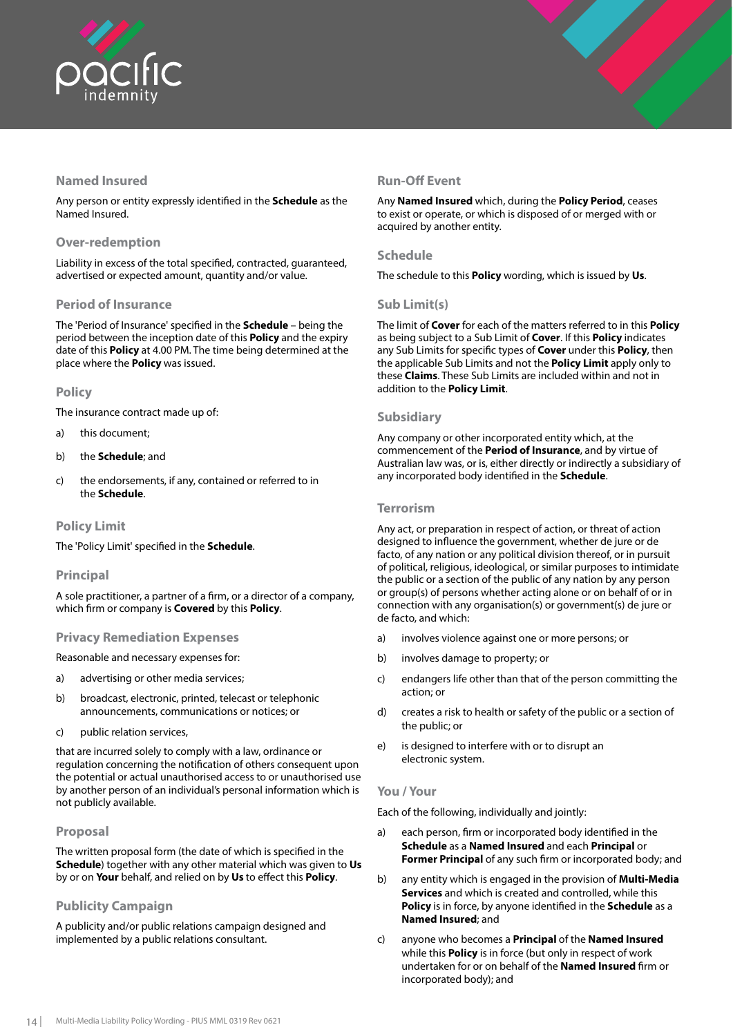### Named Insured

Any person or entity expressly identified in the **Schedule** as the Named Insured.

### Over-redemption

Liability in excess of the total specified, contracted, guaranteed, advertised or expected amount, quantity and/or value.

### Period of Insurance

The 'Period of Insurance' specified in the **Schedule** – being the period between the inception date of this **Policy** and the expiry date of this **Policy** at 4.00 PM. The time being determined at the place where the **Policy** was issued.

### Policy

The insurance contract made up of:

a) this document;

b) the **Schedule**; and

c) the endorsements, if any, contained or referred to in the **Schedule**.

### Policy Limit

The 'Policy Limit' specified in the **Schedule**.

### Principal

A sole practitioner, a partner of a firm, or a director of a company, which firm or company is **Covered** by this **Policy**.

### Privacy Remediation Expenses

Reasonable and necessary expenses for:

a) advertising or other media services;

b) broadcast, electronic, printed, telecast or telephonic announcements, communications or notices; or

c) public relation services,

that are incurred solely to comply with a law, ordinance or regulation concerning the notification of others consequent upon the potential or actual unauthorised access to or unauthorised use by another person of an individual's personal information which is not publicly available.

### Proposal

The written proposal form (the date of which is specified in the **Schedule**) together with any other material which was given to **Us** by or on **Your** behalf, and relied on by **Us** to effect this **Policy**.

### Publicity Campaign

A publicity and/or public relations campaign designed and implemented by a public relations consultant.

### Run-Off Event

Any **Named Insured** which, during the **Policy Period**, ceases to exist or operate, or which is disposed of or merged with or acquired by another entity.

### Schedule

The schedule to this **Policy** wording, which is issued by **Us**.

### Sub Limit(s)

The limit of **Cover** for each of the matters referred to in this **Policy** as being subject to a Sub Limit of **Cover**. If this **Policy** indicates any Sub Limits for specific types of **Cover** under this **Policy**, then the applicable Sub Limits and not the **Policy Limit** apply only to these **Claims**. These Sub Limits are included within and not in addition to the **Policy Limit**.

### Subsidiary

Any company or other incorporated entity which, at the commencement of the **Period of Insurance**, and by virtue of Australian law was, or is, either directly or indirectly a subsidiary of any incorporated body identified in the **Schedule**.

### Terrorism

Any act, or preparation in respect of action, or threat of action designed to influence the government, whether de jure or de facto, of any nation or any political division thereof, or in pursuit of political, religious, ideological, or similar purposes to intimidate the public or a section of the public of any nation by any person or group(s) of persons whether acting alone or on behalf of or in connection with any organisation(s) or government(s) de jure or de facto, and which:

a) involves violence against one or more persons; or

b) involves damage to property; or

c) endangers life other than that of the person committing the action; or

d) creates a risk to health or safety of the public or a section of the public; or

e) is designed to interfere with or to disrupt an electronic system.

### You / Your

Each of the following, individually and jointly:

a) each person, firm or incorporated body identified in the **Schedule** as a **Named Insured** and each **Principal** or **Former Principal** of any such firm or incorporated body; and

b) any entity which is engaged in the provision of **Multi-Media Services** and which is created and controlled, while this **Policy** is in force, by anyone identified in the **Schedule** as a **Named Insured**; and

c) anyone who becomes a **Principal** of the **Named Insured** while this **Policy** is in force (but only in respect of work undertaken for or on behalf of the **Named Insured** firm or incorporated body); and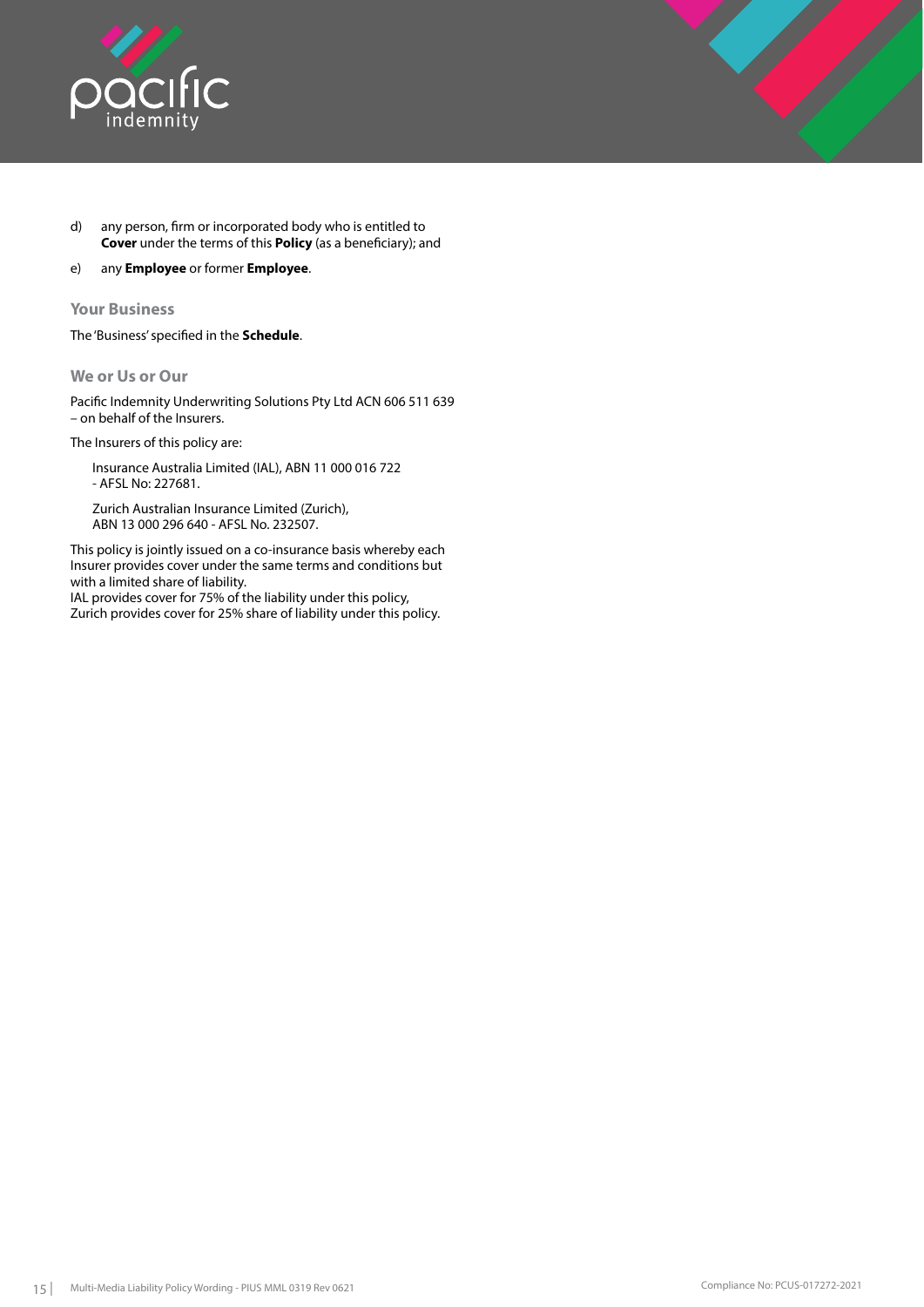d) any person, firm or incorporated body who is entitled to **Cover** under the terms of this **Policy** (as a beneficiary); and

e) any **Employee** or former **Employee**.

### Your Business

The 'Business' specified in the **Schedule**.

### We or Us or Our

Pacific Indemnity Underwriting Solutions Pty Ltd ACN 606 511 639 – on behalf of the Insurers.

The Insurers of this policy are:

Insurance Australia Limited (IAL), ABN 11 000 016 722 - AFSL No: 227681.

Zurich Australian Insurance Limited (Zurich), ABN 13 000 296 640 - AFSL No. 232507.

This policy is jointly issued on a co-insurance basis whereby each Insurer provides cover under the same terms and conditions but with a limited share of liability.
IAL provides cover for 75% of the liability under this policy,
Zurich provides cover for 25% share of liability under this policy.